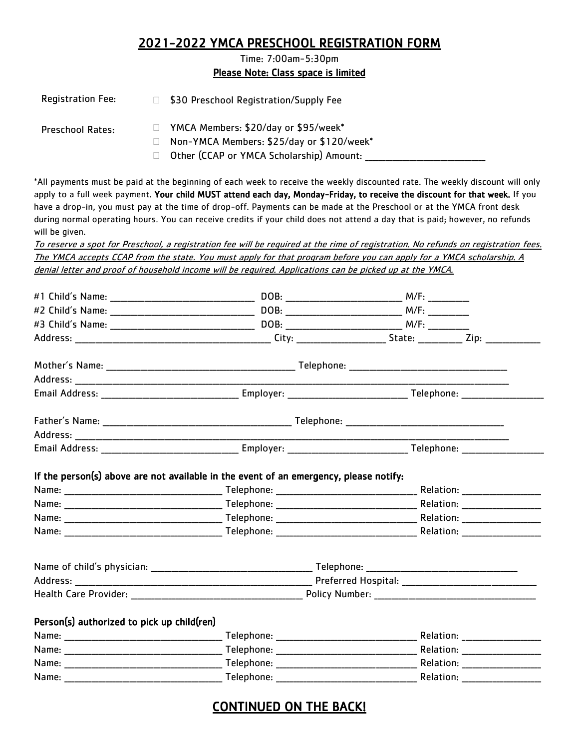# 2021-2022 YMCA PRESCHOOL REGISTRATION FORM

Time: 7:00am-5:30pm

**Please Note: Class space is limited**

Registration Fee: ☐ $30 Preschool Registration/Supply Fee

Preschool Rates:
- ☐ YMCA Members: $20/day or $95/week*
- ☐ Non-YMCA Members: $25/day or $120/week*
- ☐ Other (CCAP or YMCA Scholarship) Amount: ______________________

*All payments must be paid at the beginning of each week to receive the weekly discounted rate. The weekly discount will only apply to a full week payment. **Your child MUST attend each day, Monday-Friday, to receive the discount for that week.** If you have a drop-in, you must pay at the time of drop-off. Payments can be made at the Preschool or at the YMCA front desk during normal operating hours. You can receive credits if your child does not attend a day that is paid; however, no refunds will be given.

*To reserve a spot for Preschool, a registration fee will be required at the rime of registration. No refunds on registration fees. The YMCA accepts CCAP from the state. You must apply for that program before you can apply for a YMCA scholarship. A denial letter and proof of household income will be required. Applications can be picked up at the YMCA.*

#1 Child's Name: ______________________ DOB: ____________________ M/F: ________
#2 Child's Name: ______________________ DOB: ____________________ M/F: ________
#3 Child's Name: ______________________ DOB: ____________________ M/F: ________
Address: ________________________________ City: ______________ State: ________ Zip: __________

Mother's Name: ______________________________ Telephone: __________________________
Address: ______________________________________________________________________
Email Address: ______________________ Employer: ____________________ Telephone: ______________

Father's Name: ______________________________ Telephone: __________________________
Address: ______________________________________________________________________
Email Address: ______________________ Employer: ____________________ Telephone: ______________

**If the person(s) above are not available in the event of an emergency, please notify:**

Name: __________________________ Telephone: ______________________ Relation: ______________
Name: __________________________ Telephone: ______________________ Relation: ______________
Name: __________________________ Telephone: ______________________ Relation: ______________
Name: __________________________ Telephone: ______________________ Relation: ______________

Name of child's physician: __________________________ Telephone: ________________________
Address: ________________________________________ Preferred Hospital: ______________________
Health Care Provider: ____________________________ Policy Number: ___________________________

**Person(s) authorized to pick up child(ren)**

Name: __________________________ Telephone: ______________________ Relation: ______________
Name: __________________________ Telephone: ______________________ Relation: ______________
Name: __________________________ Telephone: ______________________ Relation: ______________
Name: __________________________ Telephone: ______________________ Relation: ______________

## CONTINUED ON THE BACK!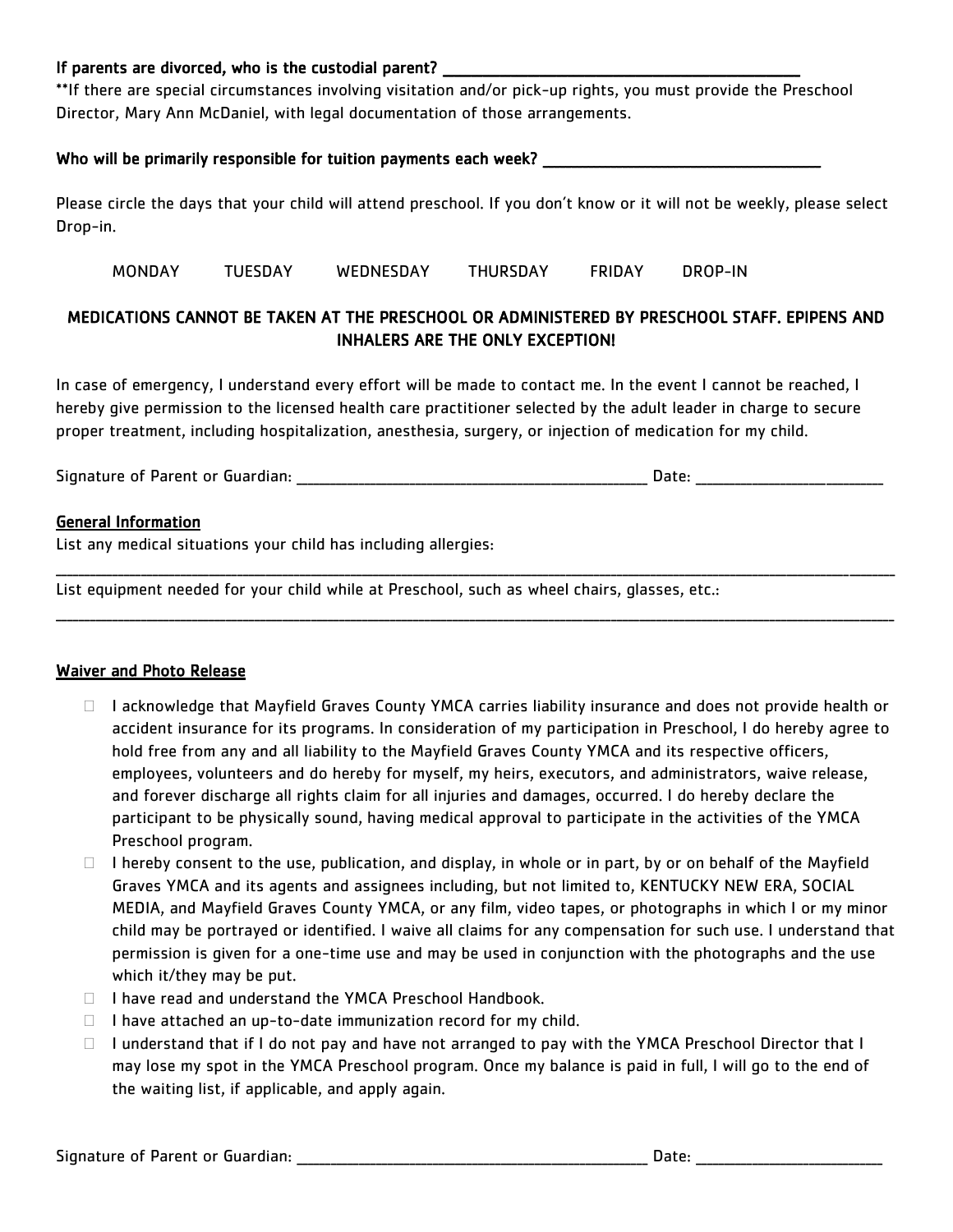**If parents are divorced, who is the custodial parent? \_\_\_\_\_\_\_\_\_\_\_\_\_\_\_\_\_\_\_\_\_\_\_\_\_\_\_\_\_\_\_\_\_\_\_\_\_\_\_\_**

**If there are special circumstances involving visitation and/or pick-up rights, you must provide the Preschool Director, Mary Ann McDaniel, with legal documentation of those arrangements.

**Who will be primarily responsible for tuition payments each week? \_\_\_\_\_\_\_\_\_\_\_\_\_\_\_\_\_\_\_\_\_\_\_\_\_\_\_\_\_\_\_\_**

Please circle the days that your child will attend preschool. If you don't know or it will not be weekly, please select Drop-in.

MONDAY    TUESDAY    WEDNESDAY    THURSDAY    FRIDAY    DROP-IN

**MEDICATIONS CANNOT BE TAKEN AT THE PRESCHOOL OR ADMINISTERED BY PRESCHOOL STAFF. EPIPENS AND INHALERS ARE THE ONLY EXCEPTION!**

In case of emergency, I understand every effort will be made to contact me. In the event I cannot be reached, I hereby give permission to the licensed health care practitioner selected by the adult leader in charge to secure proper treatment, including hospitalization, anesthesia, surgery, or injection of medication for my child.

Signature of Parent or Guardian: \_\_\_\_\_\_\_\_\_\_\_\_\_\_\_\_\_\_\_\_\_\_\_\_\_\_\_\_\_\_\_\_\_\_\_\_\_\_\_\_ Date: \_\_\_\_\_\_\_\_\_\_\_\_\_\_\_\_\_\_\_\_\_\_

## General Information

List any medical situations your child has including allergies:

\_\_\_\_\_\_\_\_\_\_\_\_\_\_\_\_\_\_\_\_\_\_\_\_\_\_\_\_\_\_\_\_\_\_\_\_\_\_\_\_\_\_\_\_\_\_\_\_\_\_\_\_\_\_\_\_\_\_\_\_\_\_\_\_\_\_\_\_\_\_\_\_\_\_\_\_\_\_\_\_\_\_\_\_\_\_\_\_\_\_\_\_\_\_\_\_\_\_

List equipment needed for your child while at Preschool, such as wheel chairs, glasses, etc.:

\_\_\_\_\_\_\_\_\_\_\_\_\_\_\_\_\_\_\_\_\_\_\_\_\_\_\_\_\_\_\_\_\_\_\_\_\_\_\_\_\_\_\_\_\_\_\_\_\_\_\_\_\_\_\_\_\_\_\_\_\_\_\_\_\_\_\_\_\_\_\_\_\_\_\_\_\_\_\_\_\_\_\_\_\_\_\_\_\_\_\_\_\_\_\_\_\_\_

## Waiver and Photo Release

- ☐ I acknowledge that Mayfield Graves County YMCA carries liability insurance and does not provide health or accident insurance for its programs. In consideration of my participation in Preschool, I do hereby agree to hold free from any and all liability to the Mayfield Graves County YMCA and its respective officers, employees, volunteers and do hereby for myself, my heirs, executors, and administrators, waive release, and forever discharge all rights claim for all injuries and damages, occurred. I do hereby declare the participant to be physically sound, having medical approval to participate in the activities of the YMCA Preschool program.
- ☐ I hereby consent to the use, publication, and display, in whole or in part, by or on behalf of the Mayfield Graves YMCA and its agents and assignees including, but not limited to, KENTUCKY NEW ERA, SOCIAL MEDIA, and Mayfield Graves County YMCA, or any film, video tapes, or photographs in which I or my minor child may be portrayed or identified. I waive all claims for any compensation for such use. I understand that permission is given for a one-time use and may be used in conjunction with the photographs and the use which it/they may be put.
- ☐ I have read and understand the YMCA Preschool Handbook.
- ☐ I have attached an up-to-date immunization record for my child.
- ☐ I understand that if I do not pay and have not arranged to pay with the YMCA Preschool Director that I may lose my spot in the YMCA Preschool program. Once my balance is paid in full, I will go to the end of the waiting list, if applicable, and apply again.

Signature of Parent or Guardian: \_\_\_\_\_\_\_\_\_\_\_\_\_\_\_\_\_\_\_\_\_\_\_\_\_\_\_\_\_\_\_\_\_\_\_\_\_\_\_\_ Date: \_\_\_\_\_\_\_\_\_\_\_\_\_\_\_\_\_\_\_\_\_\_